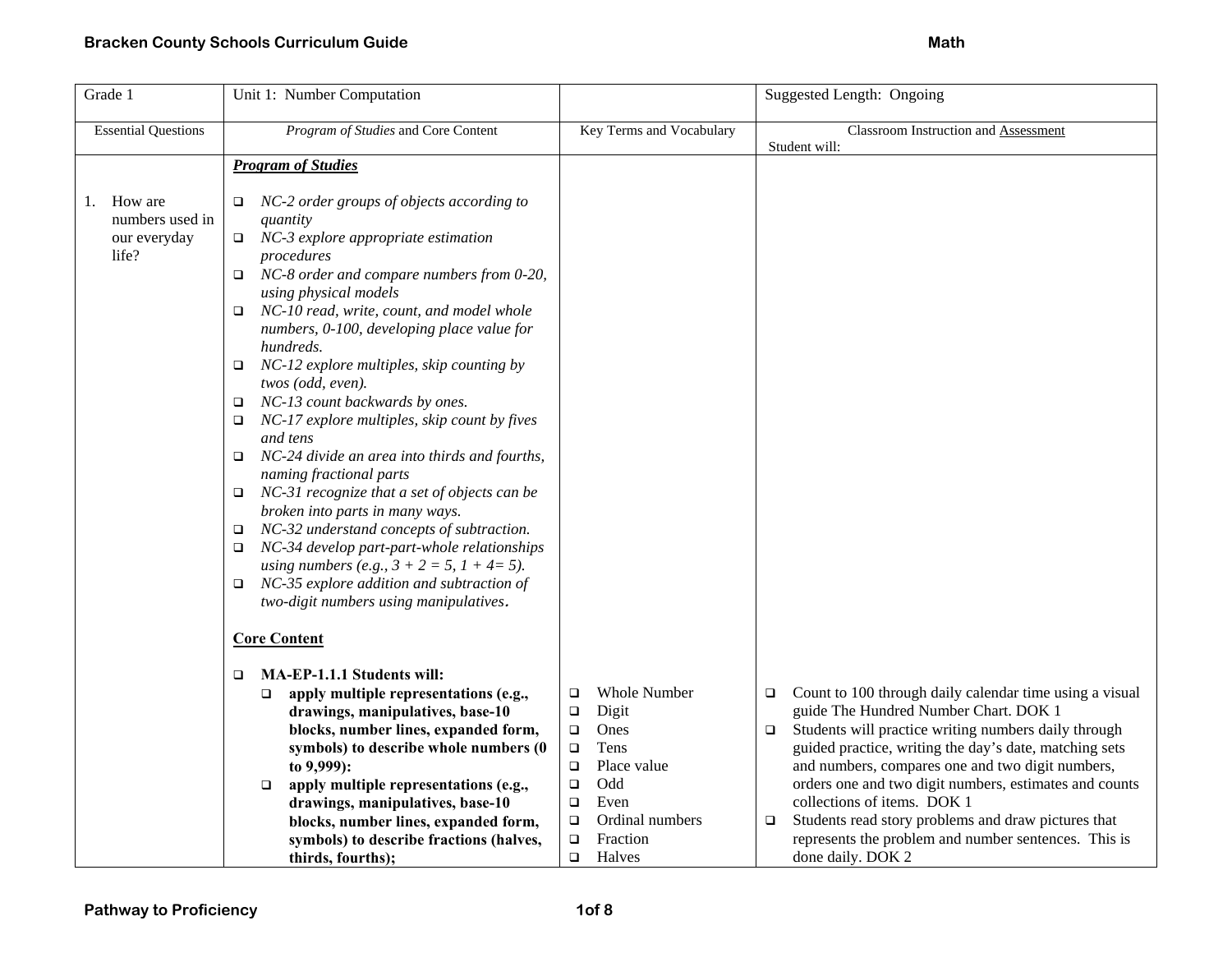| Grade 1 | Unit 1: Number Computation | | Suggested Length: Ongoing |
|---|---|---|---|
| Essential Questions | *Program of Studies* and Core Content | Key Terms and Vocabulary | Classroom Instruction and Assessment<br>Student will: |
| 1. How are numbers used in our everyday life? | ***Program of Studies***<br><br>❑ *NC-2 order groups of objects according to quantity*<br>❑ *NC-3 explore appropriate estimation procedures*<br>❑ *NC-8 order and compare numbers from 0-20, using physical models*<br>❑ *NC-10 read, write, count, and model whole numbers, 0-100, developing place value for hundreds.*<br>❑ *NC-12 explore multiples, skip counting by twos (odd, even).*<br>❑ *NC-13 count backwards by ones.*<br>❑ *NC-17 explore multiples, skip count by fives and tens*<br>❑ *NC-24 divide an area into thirds and fourths, naming fractional parts*<br>❑ *NC-31 recognize that a set of objects can be broken into parts in many ways.*<br>❑ *NC-32 understand concepts of subtraction.*<br>❑ *NC-34 develop part-part-whole relationships using numbers (e.g., 3 + 2 = 5, 1 + 4= 5).*<br>❑ *NC-35 explore addition and subtraction of two-digit numbers using manipulatives.*<br><br>**Core Content**<br><br>❑ **MA-EP-1.1.1 Students will:**<br>❑ **apply multiple representations (e.g., drawings, manipulatives, base-10 blocks, number lines, expanded form, symbols) to describe whole numbers (0 to 9,999):**<br>❑ **apply multiple representations (e.g., drawings, manipulatives, base-10 blocks, number lines, expanded form, symbols) to describe fractions (halves, thirds, fourths);** | ❑ Whole Number<br>❑ Digit<br>❑ Ones<br>❑ Tens<br>❑ Place value<br>❑ Odd<br>❑ Even<br>❑ Ordinal numbers<br>❑ Fraction<br>❑ Halves | ❑ Count to 100 through daily calendar time using a visual guide The Hundred Number Chart. DOK 1<br>❑ Students will practice writing numbers daily through guided practice, writing the day's date, matching sets and numbers, compares one and two digit numbers, orders one and two digit numbers, estimates and counts collections of items. DOK 1<br>❑ Students read story problems and draw pictures that represents the problem and number sentences. This is done daily. DOK 2 |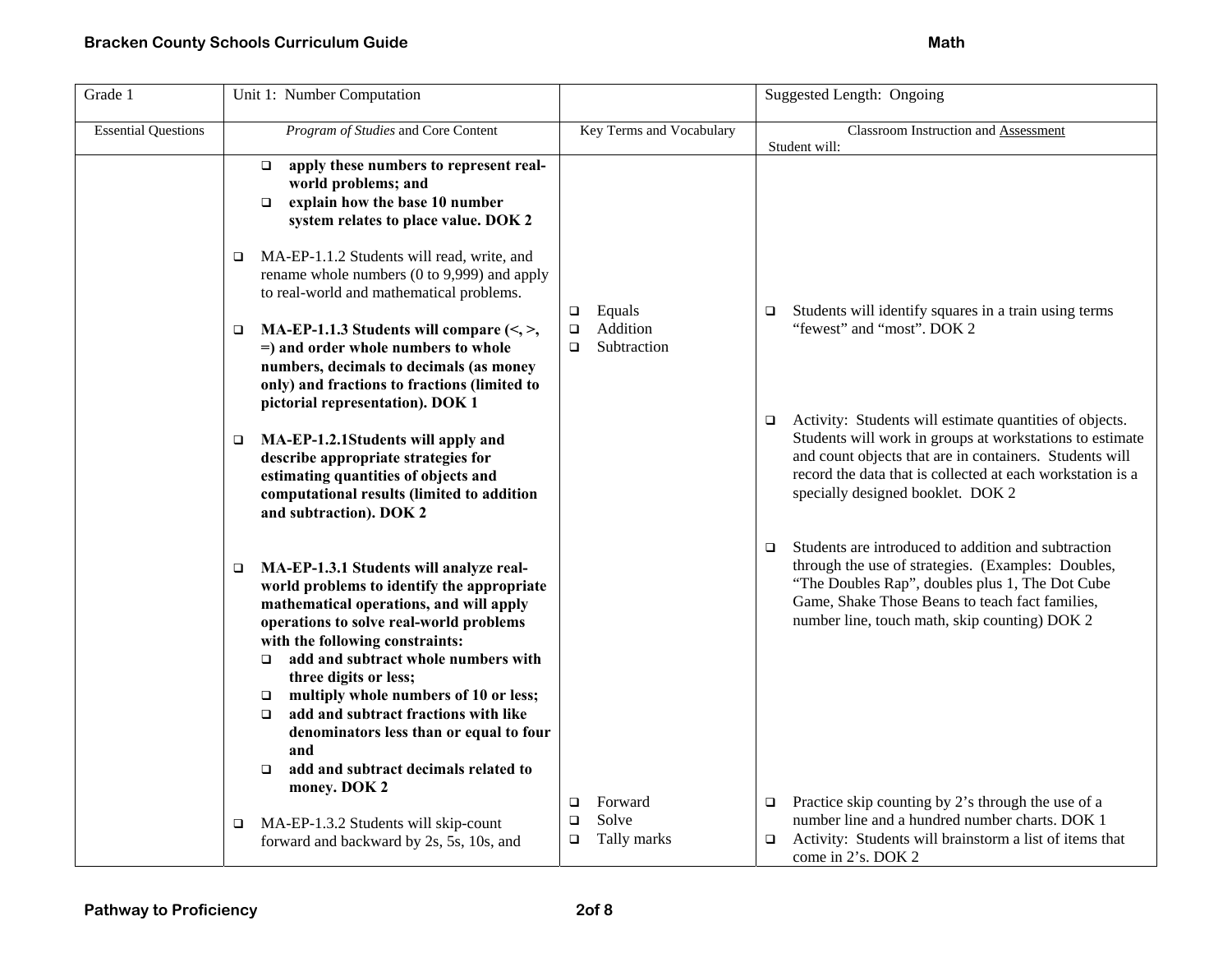| Grade 1 | Unit 1: Number Computation | | Suggested Length: Ongoing |
|---|---|---|---|
| Essential Questions | *Program of Studies* and Core Content | Key Terms and Vocabulary | Classroom Instruction and Assessment<br>Student will: |
| | ❑ **apply these numbers to represent real-world problems; and**<br>❑ **explain how the base 10 number system relates to place value. DOK 2**<br><br>❑ MA-EP-1.1.2 Students will read, write, and rename whole numbers (0 to 9,999) and apply to real-world and mathematical problems.<br><br>❑ **MA-EP-1.1.3 Students will compare (<, >, =) and order whole numbers to whole numbers, decimals to decimals (as money only) and fractions to fractions (limited to pictorial representation). DOK 1**<br><br>❑ **MA-EP-1.2.1Students will apply and describe appropriate strategies for estimating quantities of objects and computational results (limited to addition and subtraction). DOK 2**<br><br>❑ **MA-EP-1.3.1 Students will analyze real-world problems to identify the appropriate mathematical operations, and will apply operations to solve real-world problems with the following constraints:**<br>❑ **add and subtract whole numbers with three digits or less;**<br>❑ **multiply whole numbers of 10 or less;**<br>❑ **add and subtract fractions with like denominators less than or equal to four and**<br>❑ **add and subtract decimals related to money. DOK 2**<br><br>❑ MA-EP-1.3.2 Students will skip-count forward and backward by 2s, 5s, 10s, and | ❑ Equals<br>❑ Addition<br>❑ Subtraction<br><br>❑ Forward<br>❑ Solve<br>❑ Tally marks | ❑ Students will identify squares in a train using terms "fewest" and "most". DOK 2<br><br>❑ Activity: Students will estimate quantities of objects. Students will work in groups at workstations to estimate and count objects that are in containers. Students will record the data that is collected at each workstation is a specially designed booklet. DOK 2<br><br>❑ Students are introduced to addition and subtraction through the use of strategies. (Examples: Doubles, "The Doubles Rap", doubles plus 1, The Dot Cube Game, Shake Those Beans to teach fact families, number line, touch math, skip counting) DOK 2<br><br>❑ Practice skip counting by 2's through the use of a number line and a hundred number charts. DOK 1<br>❑ Activity: Students will brainstorm a list of items that come in 2's. DOK 2 |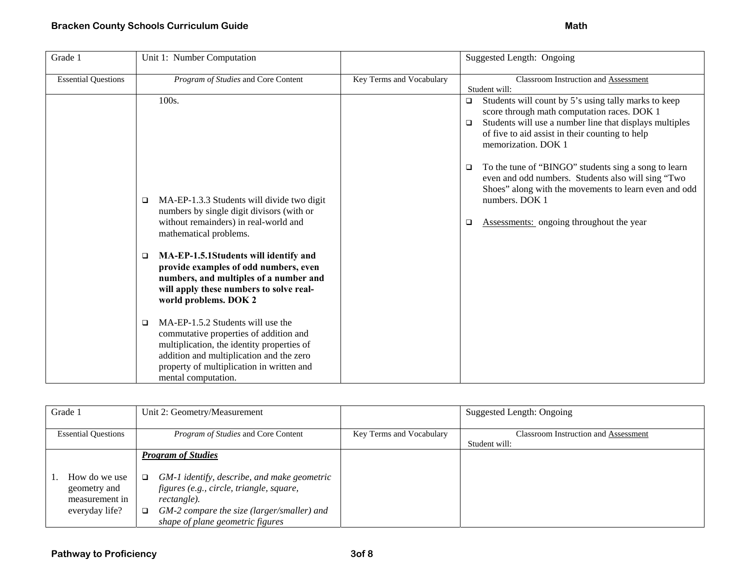| Grade 1 | Unit 1: Number Computation | | Suggested Length: Ongoing |
|---|---|---|---|
| Essential Questions | *Program of Studies* and Core Content | Key Terms and Vocabulary | Classroom Instruction and Assessment<br>Student will: |
| | 100s.<br><br>❑ MA-EP-1.3.3 Students will divide two digit numbers by single digit divisors (with or without remainders) in real-world and mathematical problems.<br><br>❑ **MA-EP-1.5.1Students will identify and provide examples of odd numbers, even numbers, and multiples of a number and will apply these numbers to solve real-world problems. DOK 2**<br><br>❑ MA-EP-1.5.2 Students will use the commutative properties of addition and multiplication, the identity properties of addition and multiplication and the zero property of multiplication in written and mental computation. | | ❑ Students will count by 5's using tally marks to keep score through math computation races. DOK 1<br>❑ Students will use a number line that displays multiples of five to aid assist in their counting to help memorization. DOK 1<br><br>❑ To the tune of "BINGO" students sing a song to learn even and odd numbers. Students also will sing "Two Shoes" along with the movements to learn even and odd numbers. DOK 1<br><br>❑ Assessments: ongoing throughout the year |

| Grade 1 | Unit 2: Geometry/Measurement | | Suggested Length: Ongoing |
|---|---|---|---|
| Essential Questions | *Program of Studies* and Core Content | Key Terms and Vocabulary | Classroom Instruction and Assessment<br>Student will: |
| 1. How do we use geometry and measurement in everyday life? | ***Program of Studies***<br><br>❑ *GM-1 identify, describe, and make geometric figures (e.g., circle, triangle, square, rectangle).*<br>❑ *GM-2 compare the size (larger/smaller) and shape of plane geometric figures* | | |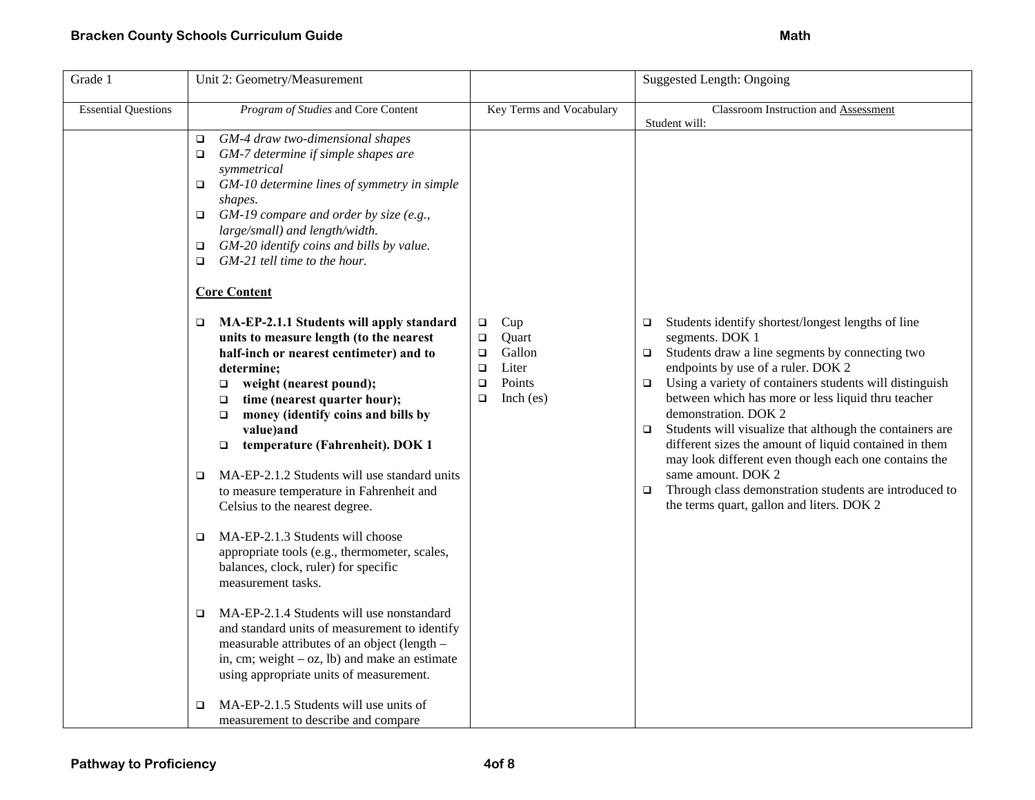| Grade 1 | Unit 2: Geometry/Measurement | | Suggested Length: Ongoing |
|---|---|---|---|
| Essential Questions | *Program of Studies* and Core Content | Key Terms and Vocabulary | Classroom Instruction and Assessment<br>Student will: |
| | ❑ *GM-4 draw two-dimensional shapes*<br>❑ *GM-7 determine if simple shapes are symmetrical*<br>❑ *GM-10 determine lines of symmetry in simple shapes.*<br>❑ *GM-19 compare and order by size (e.g., large/small) and length/width.*<br>❑ *GM-20 identify coins and bills by value.*<br>❑ *GM-21 tell time to the hour.*<br><br>**Core Content**<br><br>❑ **MA-EP-2.1.1 Students will apply standard units to measure length (to the nearest half-inch or nearest centimeter) and to determine;**<br>❑ **weight (nearest pound);**<br>❑ **time (nearest quarter hour);**<br>❑ **money (identify coins and bills by value)and**<br>❑ **temperature (Fahrenheit). DOK 1**<br><br>❑ MA-EP-2.1.2 Students will use standard units to measure temperature in Fahrenheit and Celsius to the nearest degree.<br><br>❑ MA-EP-2.1.3 Students will choose appropriate tools (e.g., thermometer, scales, balances, clock, ruler) for specific measurement tasks.<br><br>❑ MA-EP-2.1.4 Students will use nonstandard and standard units of measurement to identify measurable attributes of an object (length – in, cm; weight – oz, lb) and make an estimate using appropriate units of measurement.<br><br>❑ MA-EP-2.1.5 Students will use units of measurement to describe and compare | ❑ Cup<br>❑ Quart<br>❑ Gallon<br>❑ Liter<br>❑ Points<br>❑ Inch (es) | ❑ Students identify shortest/longest lengths of line segments. DOK 1<br>❑ Students draw a line segments by connecting two endpoints by use of a ruler. DOK 2<br>❑ Using a variety of containers students will distinguish between which has more or less liquid thru teacher demonstration. DOK 2<br>❑ Students will visualize that although the containers are different sizes the amount of liquid contained in them may look different even though each one contains the same amount. DOK 2<br>❑ Through class demonstration students are introduced to the terms quart, gallon and liters. DOK 2 |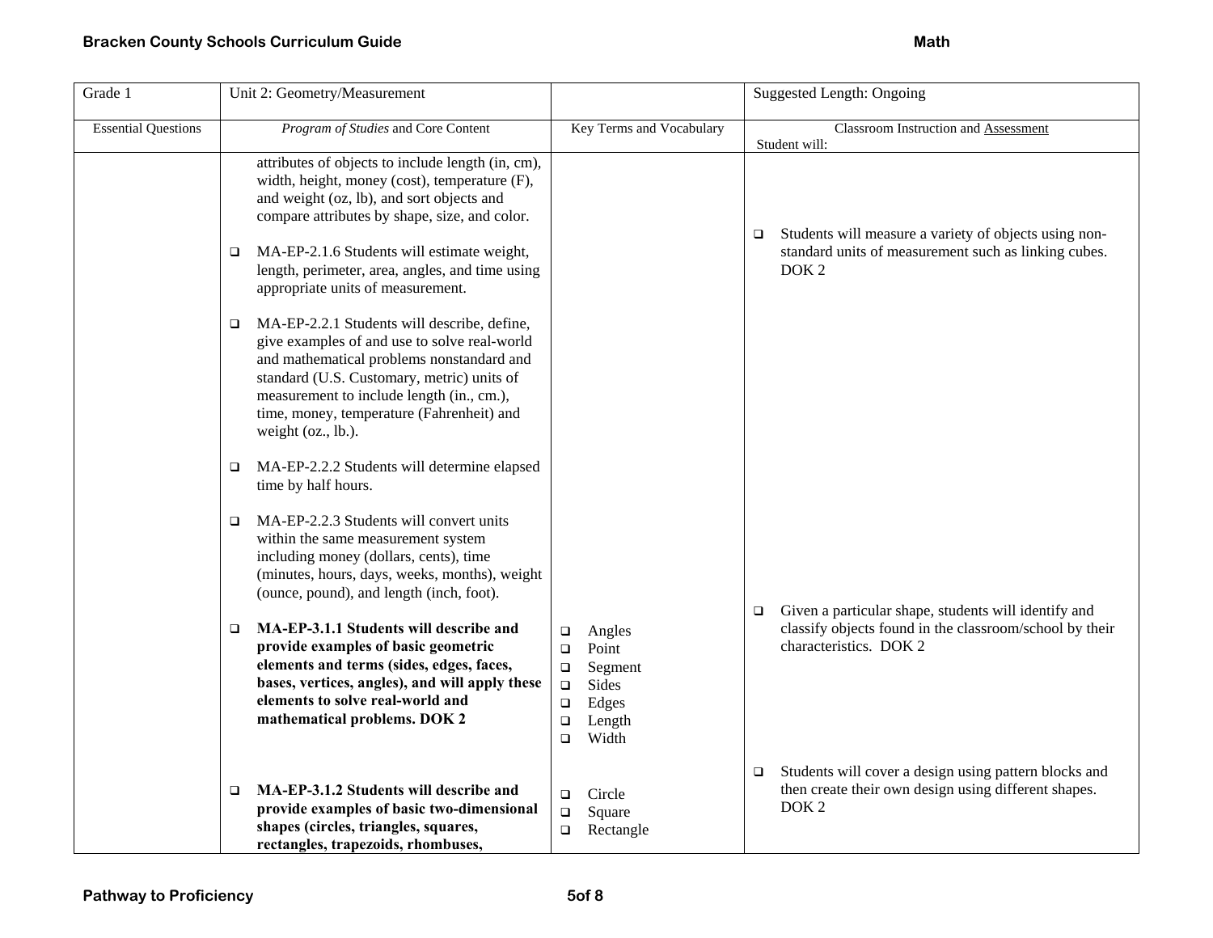| Grade 1 | Unit 2: Geometry/Measurement | | Suggested Length: Ongoing |
|---|---|---|---|
| Essential Questions | *Program of Studies* and Core Content | Key Terms and Vocabulary | Classroom Instruction and Assessment<br>Student will: |
| | attributes of objects to include length (in, cm), width, height, money (cost), temperature (F), and weight (oz, lb), and sort objects and compare attributes by shape, size, and color.<br><br>❑ MA-EP-2.1.6 Students will estimate weight, length, perimeter, area, angles, and time using appropriate units of measurement.<br><br>❑ MA-EP-2.2.1 Students will describe, define, give examples of and use to solve real-world and mathematical problems nonstandard and standard (U.S. Customary, metric) units of measurement to include length (in., cm.), time, money, temperature (Fahrenheit) and weight (oz., lb.).<br><br>❑ MA-EP-2.2.2 Students will determine elapsed time by half hours.<br><br>❑ MA-EP-2.2.3 Students will convert units within the same measurement system including money (dollars, cents), time (minutes, hours, days, weeks, months), weight (ounce, pound), and length (inch, foot). | | ❑ Students will measure a variety of objects using non-standard units of measurement such as linking cubes. DOK 2 |
| | ❑ **MA-EP-3.1.1 Students will describe and provide examples of basic geometric elements and terms (sides, edges, faces, bases, vertices, angles), and will apply these elements to solve real-world and mathematical problems. DOK 2** | ❑ Angles<br>❑ Point<br>❑ Segment<br>❑ Sides<br>❑ Edges<br>❑ Length<br>❑ Width | ❑ Given a particular shape, students will identify and classify objects found in the classroom/school by their characteristics. DOK 2 |
| | ❑ **MA-EP-3.1.2 Students will describe and provide examples of basic two-dimensional shapes (circles, triangles, squares, rectangles, trapezoids, rhombuses,** | ❑ Circle<br>❑ Square<br>❑ Rectangle | ❑ Students will cover a design using pattern blocks and then create their own design using different shapes. DOK 2 |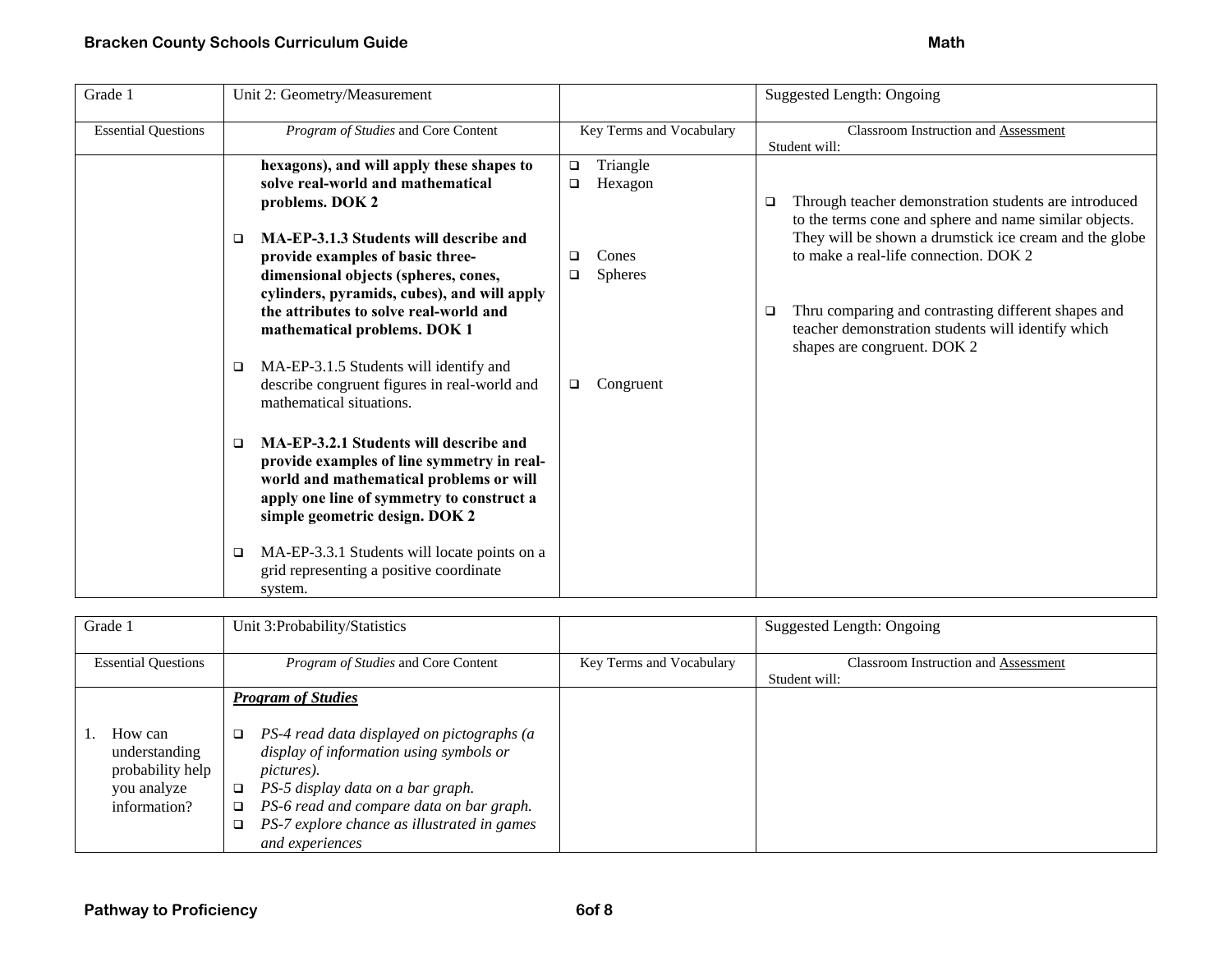| Grade 1 | Unit 2: Geometry/Measurement | | Suggested Length: Ongoing |
|---|---|---|---|
| Essential Questions | *Program of Studies* and Core Content | Key Terms and Vocabulary | Classroom Instruction and Assessment<br>Student will: |
| | **hexagons), and will apply these shapes to solve real-world and mathematical problems. DOK 2**<br><br>❑ **MA-EP-3.1.3 Students will describe and provide examples of basic three-dimensional objects (spheres, cones, cylinders, pyramids, cubes), and will apply the attributes to solve real-world and mathematical problems. DOK 1**<br><br>❑ MA-EP-3.1.5 Students will identify and describe congruent figures in real-world and mathematical situations.<br><br>❑ **MA-EP-3.2.1 Students will describe and provide examples of line symmetry in real-world and mathematical problems or will apply one line of symmetry to construct a simple geometric design. DOK 2**<br><br>❑ MA-EP-3.3.1 Students will locate points on a grid representing a positive coordinate system. | ❑ Triangle<br>❑ Hexagon<br><br>❑ Cones<br>❑ Spheres<br><br>❑ Congruent | ❑ Through teacher demonstration students are introduced to the terms cone and sphere and name similar objects. They will be shown a drumstick ice cream and the globe to make a real-life connection. DOK 2<br><br>❑ Thru comparing and contrasting different shapes and teacher demonstration students will identify which shapes are congruent. DOK 2 |

| Grade 1 | Unit 3:Probability/Statistics | | Suggested Length: Ongoing |
|---|---|---|---|
| Essential Questions | *Program of Studies* and Core Content | Key Terms and Vocabulary | Classroom Instruction and Assessment<br>Student will: |
| 1. How can understanding probability help you analyze information? | ***Program of Studies***<br><br>❑ *PS-4 read data displayed on pictographs (a display of information using symbols or pictures).*<br>❑ *PS-5 display data on a bar graph.*<br>❑ *PS-6 read and compare data on bar graph.*<br>❑ *PS-7 explore chance as illustrated in games and experiences* | | |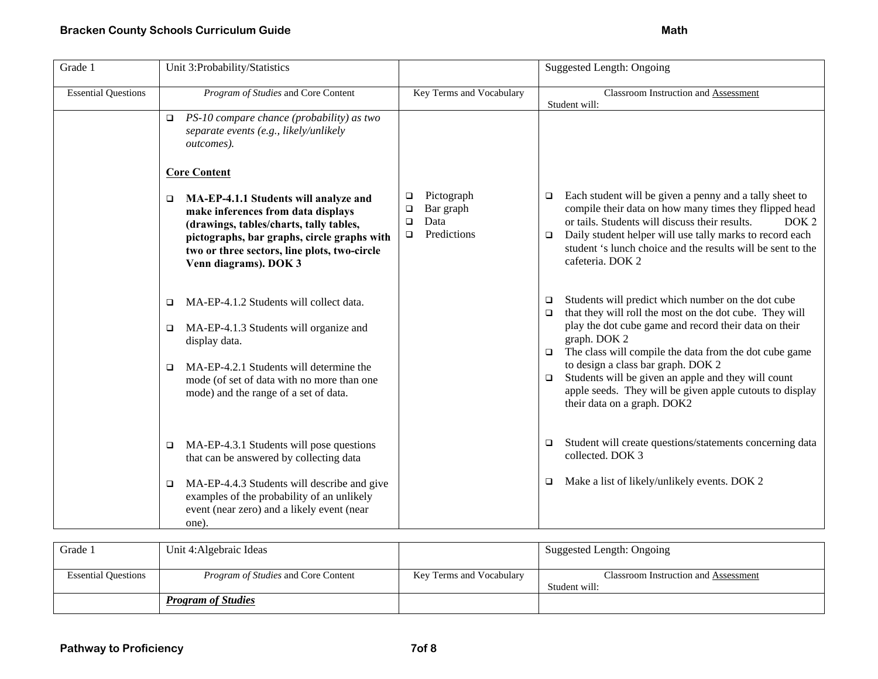| Grade 1 | Unit 3:Probability/Statistics | | Suggested Length: Ongoing |
|---|---|---|---|
| Essential Questions | *Program of Studies* and Core Content | Key Terms and Vocabulary | Classroom Instruction and Assessment<br>Student will: |
| | ❑ *PS-10 compare chance (probability) as two separate events (e.g., likely/unlikely outcomes).*<br><br>**Core Content**<br><br>❑ **MA-EP-4.1.1 Students will analyze and make inferences from data displays (drawings, tables/charts, tally tables, pictographs, bar graphs, circle graphs with two or three sectors, line plots, two-circle Venn diagrams). DOK 3**<br><br>❑ MA-EP-4.1.2 Students will collect data.<br><br>❑ MA-EP-4.1.3 Students will organize and display data.<br><br>❑ MA-EP-4.2.1 Students will determine the mode (of set of data with no more than one mode) and the range of a set of data.<br><br>❑ MA-EP-4.3.1 Students will pose questions that can be answered by collecting data<br><br>❑ MA-EP-4.4.3 Students will describe and give examples of the probability of an unlikely event (near zero) and a likely event (near one). | ❑ Pictograph<br>❑ Bar graph<br>❑ Data<br>❑ Predictions | ❑ Each student will be given a penny and a tally sheet to compile their data on how many times they flipped head or tails. Students will discuss their results. DOK 2<br>❑ Daily student helper will use tally marks to record each student 's lunch choice and the results will be sent to the cafeteria. DOK 2<br><br>❑ Students will predict which number on the dot cube<br>❑ that they will roll the most on the dot cube. They will play the dot cube game and record their data on their graph. DOK 2<br>❑ The class will compile the data from the dot cube game to design a class bar graph. DOK 2<br>❑ Students will be given an apple and they will count apple seeds. They will be given apple cutouts to display their data on a graph. DOK2<br><br>❑ Student will create questions/statements concerning data collected. DOK 3<br><br>❑ Make a list of likely/unlikely events. DOK 2 |

| Grade 1 | Unit 4:Algebraic Ideas | | Suggested Length: Ongoing |
|---|---|---|---|
| Essential Questions | *Program of Studies* and Core Content | Key Terms and Vocabulary | Classroom Instruction and Assessment<br>Student will: |
| | ***Program of Studies*** | | |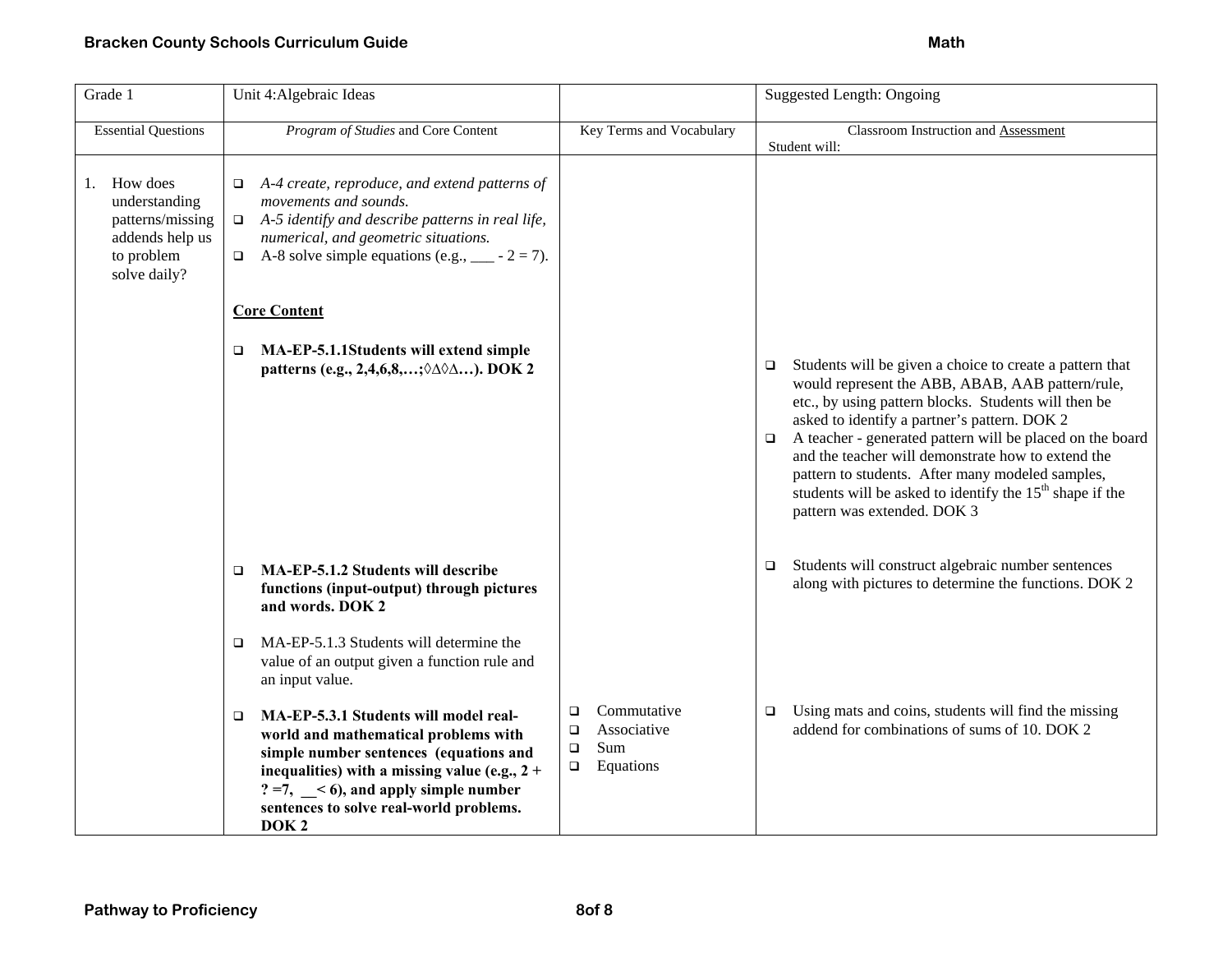| Grade 1 | Unit 4:Algebraic Ideas | | Suggested Length: Ongoing |
|---|---|---|---|
| Essential Questions | *Program of Studies* and Core Content | Key Terms and Vocabulary | Classroom Instruction and Assessment<br>Student will: |
| 1. How does understanding patterns/missing addends help us to problem solve daily? | ❑ *A-4 create, reproduce, and extend patterns of movements and sounds.*<br>❑ *A-5 identify and describe patterns in real life, numerical, and geometric situations.*<br>❑ A-8 solve simple equations (e.g., ___ - 2 = 7).<br><br>**Core Content**<br><br>❑ **MA-EP-5.1.1Students will extend simple patterns (e.g., 2,4,6,8,…;◊∆◊∆…). DOK 2** | | ❑ Students will be given a choice to create a pattern that would represent the ABB, ABAB, AAB pattern/rule, etc., by using pattern blocks. Students will then be asked to identify a partner's pattern. DOK 2<br>❑ A teacher - generated pattern will be placed on the board and the teacher will demonstrate how to extend the pattern to students. After many modeled samples, students will be asked to identify the 15th shape if the pattern was extended. DOK 3 |
| | ❑ **MA-EP-5.1.2 Students will describe functions (input-output) through pictures and words. DOK 2**<br><br>❑ MA-EP-5.1.3 Students will determine the value of an output given a function rule and an input value. | | ❑ Students will construct algebraic number sentences along with pictures to determine the functions. DOK 2 |
| | ❑ **MA-EP-5.3.1 Students will model real-world and mathematical problems with simple number sentences (equations and inequalities) with a missing value (e.g., 2 + ? =7, __< 6), and apply simple number sentences to solve real-world problems. DOK 2** | ❑ Commutative<br>❑ Associative<br>❑ Sum<br>❑ Equations | ❑ Using mats and coins, students will find the missing addend for combinations of sums of 10. DOK 2 |